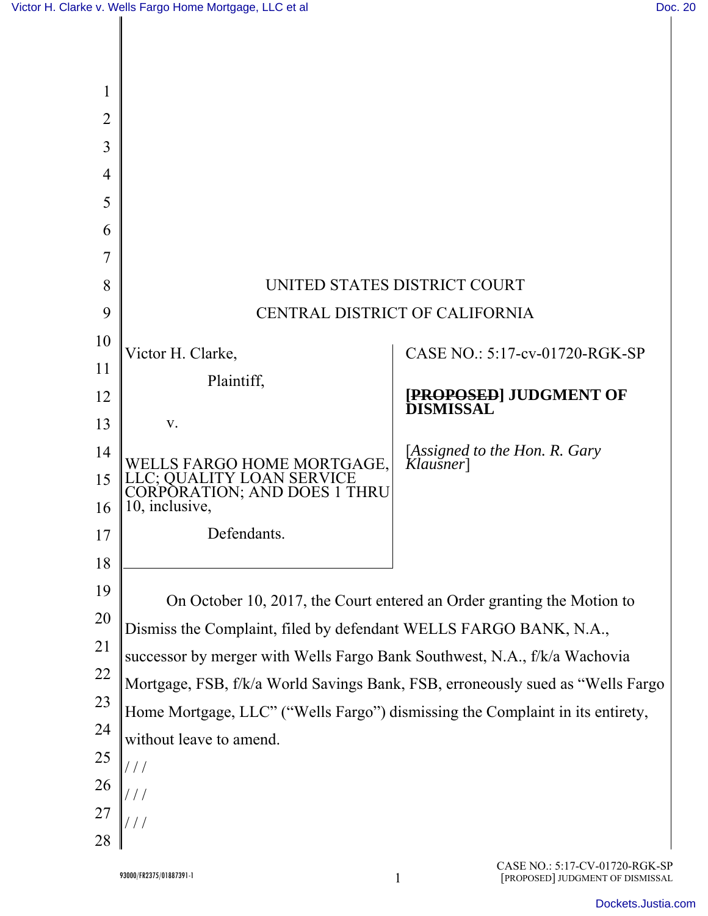UNITED STATES DISTRICT COURT

CENTRAL DISTRICT OF CALIFORNIA

| | |
|---|---|
| Victor H. Clarke,<br><br>Plaintiff,<br><br>v.<br><br>WELLS FARGO HOME MORTGAGE, LLC; QUALITY LOAN SERVICE CORPORATION; AND DOES 1 THRU 10, inclusive,<br><br>Defendants. | CASE NO.: 5:17-cv-01720-RGK-SP<br><br>**[~~PROPOSED~~] JUDGMENT OF DISMISSAL**<br><br>[*Assigned to the Hon. R. Gary Klausner*] |

On October 10, 2017, the Court entered an Order granting the Motion to Dismiss the Complaint, filed by defendant WELLS FARGO BANK, N.A., successor by merger with Wells Fargo Bank Southwest, N.A., f/k/a Wachovia Mortgage, FSB, f/k/a World Savings Bank, FSB, erroneously sued as "Wells Fargo Home Mortgage, LLC" ("Wells Fargo") dismissing the Complaint in its entirety, without leave to amend.

/ / /

/ / /

/ / /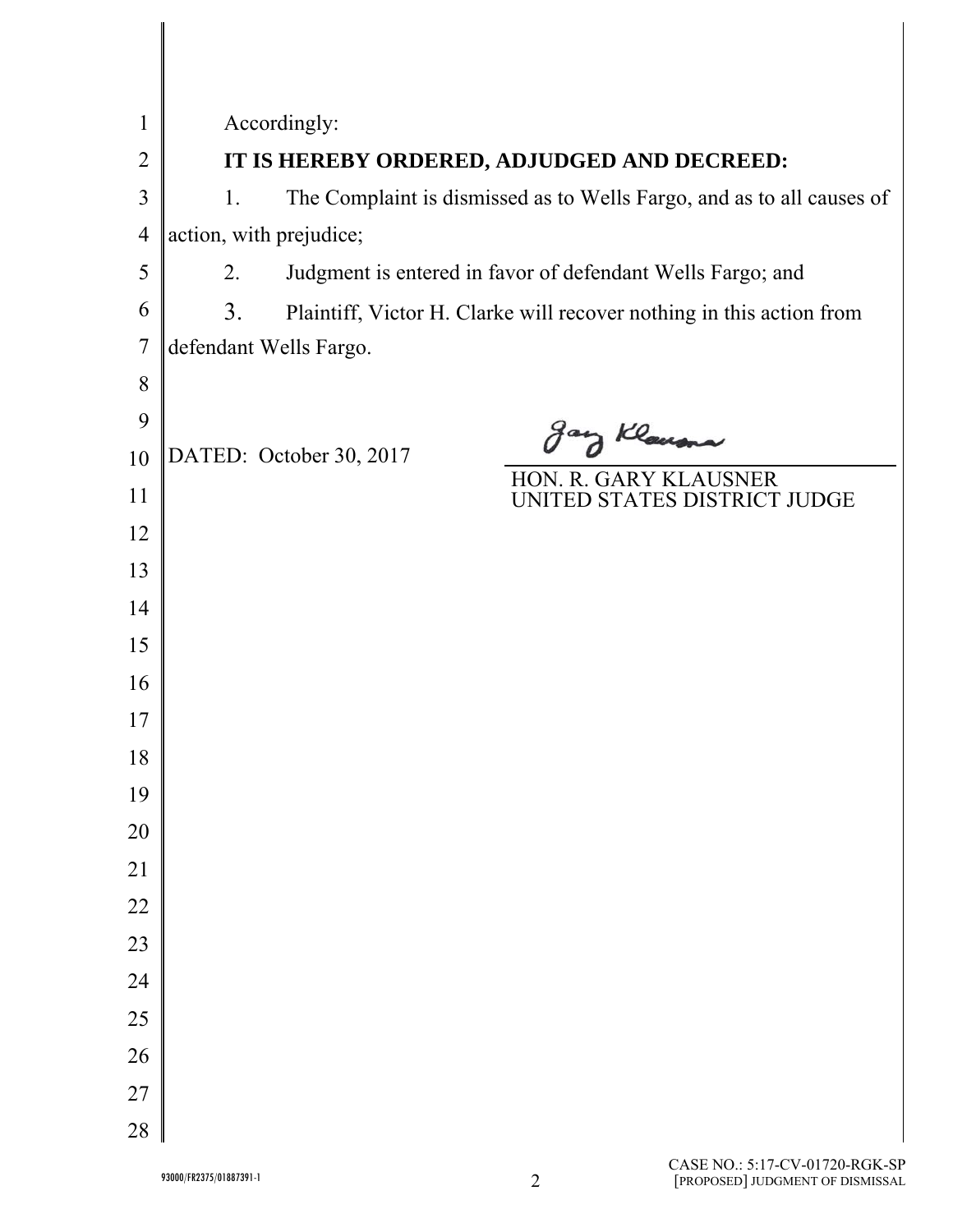Accordingly:

**IT IS HEREBY ORDERED, ADJUDGED AND DECREED:**

1. The Complaint is dismissed as to Wells Fargo, and as to all causes of action, with prejudice;

2. Judgment is entered in favor of defendant Wells Fargo; and

3. Plaintiff, Victor H. Clarke will recover nothing in this action from defendant Wells Fargo.

DATED: October 30, 2017

Gary Klausner

HON. R. GARY KLAUSNER
UNITED STATES DISTRICT JUDGE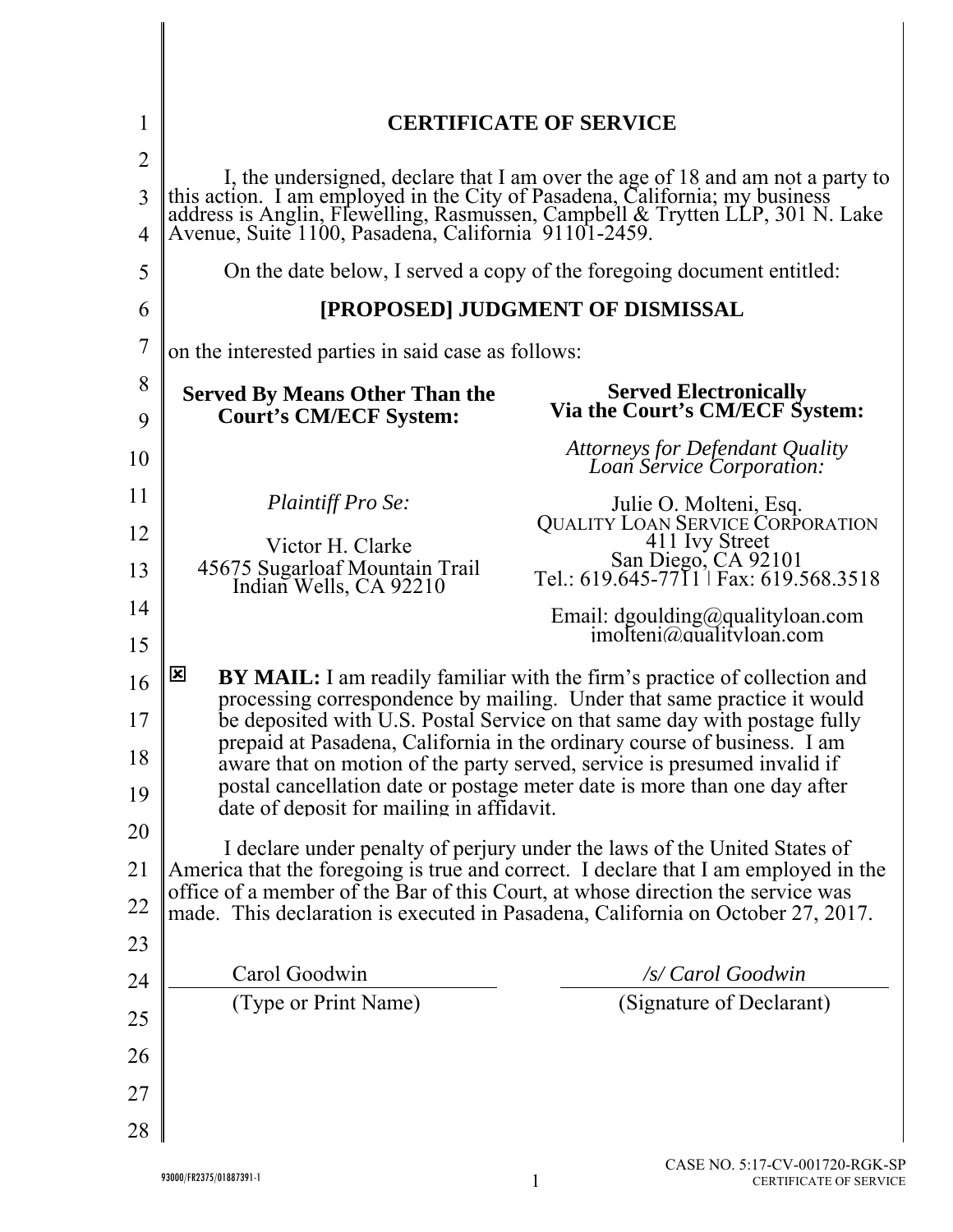# CERTIFICATE OF SERVICE

I, the undersigned, declare that I am over the age of 18 and am not a party to this action. I am employed in the City of Pasadena, California; my business address is Anglin, Flewelling, Rasmussen, Campbell & Trytten LLP, 301 N. Lake Avenue, Suite 1100, Pasadena, California 91101-2459.

On the date below, I served a copy of the foregoing document entitled:

**[PROPOSED] JUDGMENT OF DISMISSAL**

on the interested parties in said case as follows:

| Served By Means Other Than the Court's CM/ECF System: | Served Electronically Via the Court's CM/ECF System: |
|---|---|
| *Plaintiff Pro Se:*<br><br>Victor H. Clarke<br>45675 Sugarloaf Mountain Trail<br>Indian Wells, CA 92210 | *Attorneys for Defendant Quality Loan Service Corporation:*<br><br>Julie O. Molteni, Esq.<br>QUALITY LOAN SERVICE CORPORATION<br>411 Ivy Street<br>San Diego, CA 92101<br>Tel.: 619.645-7711 \| Fax: 619.568.3518<br><br>Email: dgoulding@qualityloan.com<br>jmolteni@qualityloan.com |

☒ **BY MAIL:** I am readily familiar with the firm's practice of collection and processing correspondence by mailing. Under that same practice it would be deposited with U.S. Postal Service on that same day with postage fully prepaid at Pasadena, California in the ordinary course of business. I am aware that on motion of the party served, service is presumed invalid if postal cancellation date or postage meter date is more than one day after date of deposit for mailing in affidavit.

I declare under penalty of perjury under the laws of the United States of America that the foregoing is true and correct. I declare that I am employed in the office of a member of the Bar of this Court, at whose direction the service was made. This declaration is executed in Pasadena, California on October 27, 2017.

| Carol Goodwin | */s/ Carol Goodwin* |
|---|---|
| (Type or Print Name) | (Signature of Declarant) |

93000/FR2375/01887391-1

CASE NO. 5:17-CV-001720-RGK-SP
CERTIFICATE OF SERVICE